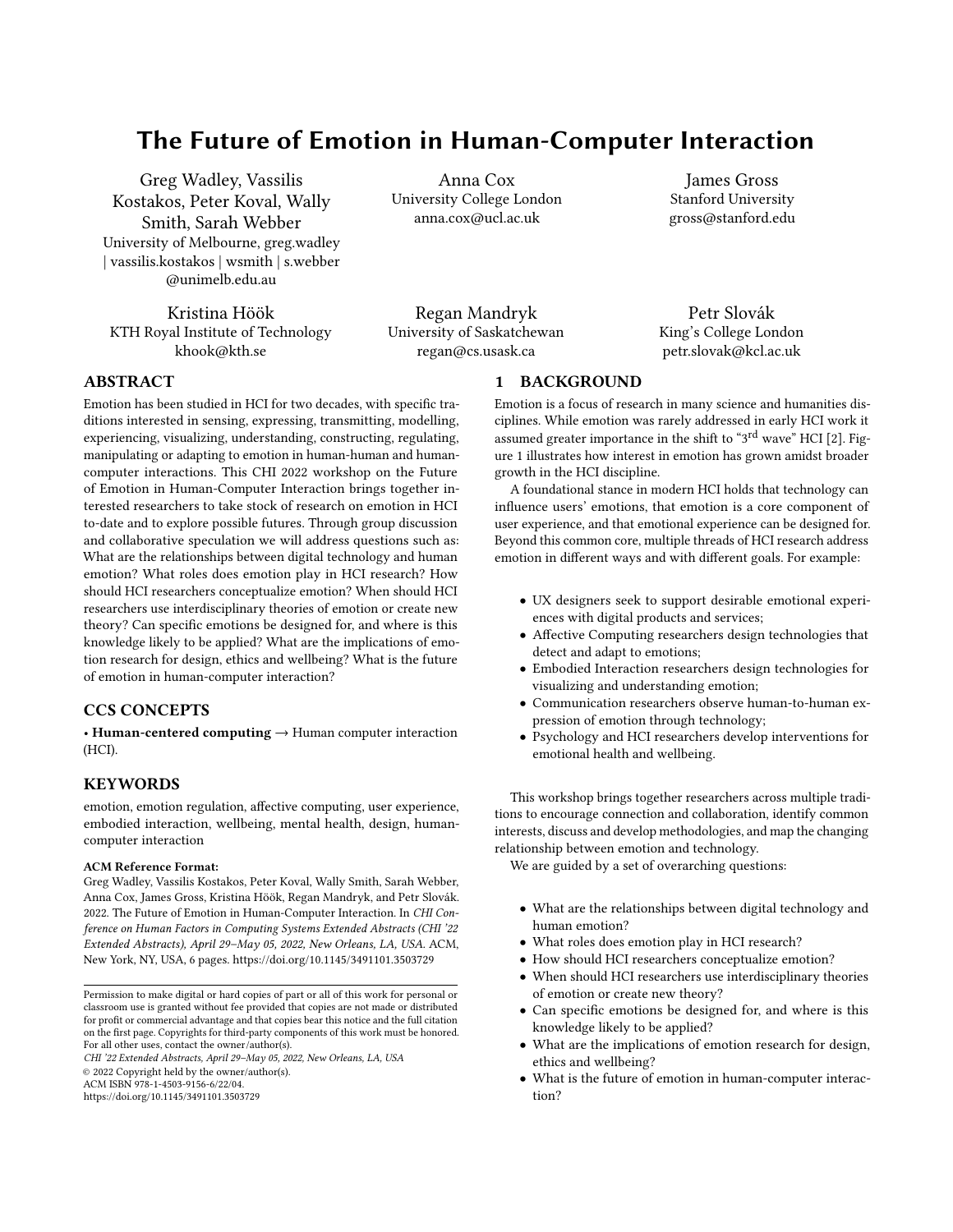# The Future of Emotion in Human-Computer Interaction

Greg Wadley, Vassilis Kostakos, Peter Koval, Wally Smith, Sarah Webber
University of Melbourne, greg.wadley | vassilis.kostakos | wsmith | s.webber @unimelb.edu.au

Anna Cox
University College London
anna.cox@ucl.ac.uk

James Gross
Stanford University
gross@stanford.edu

Kristina Höök
KTH Royal Institute of Technology
khook@kth.se

Regan Mandryk
University of Saskatchewan
regan@cs.usask.ca

Petr Slovák
King's College London
petr.slovak@kcl.ac.uk

## ABSTRACT

Emotion has been studied in HCI for two decades, with specific traditions interested in sensing, expressing, transmitting, modelling, experiencing, visualizing, understanding, constructing, regulating, manipulating or adapting to emotion in human-human and human-computer interactions. This CHI 2022 workshop on the Future of Emotion in Human-Computer Interaction brings together interested researchers to take stock of research on emotion in HCI to-date and to explore possible futures. Through group discussion and collaborative speculation we will address questions such as: What are the relationships between digital technology and human emotion? What roles does emotion play in HCI research? How should HCI researchers conceptualize emotion? When should HCI researchers use interdisciplinary theories of emotion or create new theory? Can specific emotions be designed for, and where is this knowledge likely to be applied? What are the implications of emotion research for design, ethics and wellbeing? What is the future of emotion in human-computer interaction?

## CCS CONCEPTS

• **Human-centered computing** → Human computer interaction (HCI).

## KEYWORDS

emotion, emotion regulation, affective computing, user experience, embodied interaction, wellbeing, mental health, design, human-computer interaction

**ACM Reference Format:**
Greg Wadley, Vassilis Kostakos, Peter Koval, Wally Smith, Sarah Webber, Anna Cox, James Gross, Kristina Höök, Regan Mandryk, and Petr Slovák. 2022. The Future of Emotion in Human-Computer Interaction. In *CHI Conference on Human Factors in Computing Systems Extended Abstracts (CHI '22 Extended Abstracts), April 29–May 05, 2022, New Orleans, LA, USA.* ACM, New York, NY, USA, 6 pages. https://doi.org/10.1145/3491101.3503729

Permission to make digital or hard copies of part or all of this work for personal or classroom use is granted without fee provided that copies are not made or distributed for profit or commercial advantage and that copies bear this notice and the full citation on the first page. Copyrights for third-party components of this work must be honored. For all other uses, contact the owner/author(s).
*CHI '22 Extended Abstracts, April 29–May 05, 2022, New Orleans, LA, USA*
© 2022 Copyright held by the owner/author(s).
ACM ISBN 978-1-4503-9156-6/22/04.
https://doi.org/10.1145/3491101.3503729

## 1 BACKGROUND

Emotion is a focus of research in many science and humanities disciplines. While emotion was rarely addressed in early HCI work it assumed greater importance in the shift to "3rd wave" HCI [2]. Figure 1 illustrates how interest in emotion has grown amidst broader growth in the HCI discipline.

A foundational stance in modern HCI holds that technology can influence users' emotions, that emotion is a core component of user experience, and that emotional experience can be designed for. Beyond this common core, multiple threads of HCI research address emotion in different ways and with different goals. For example:

- UX designers seek to support desirable emotional experiences with digital products and services;
- Affective Computing researchers design technologies that detect and adapt to emotions;
- Embodied Interaction researchers design technologies for visualizing and understanding emotion;
- Communication researchers observe human-to-human expression of emotion through technology;
- Psychology and HCI researchers develop interventions for emotional health and wellbeing.

This workshop brings together researchers across multiple traditions to encourage connection and collaboration, identify common interests, discuss and develop methodologies, and map the changing relationship between emotion and technology.

We are guided by a set of overarching questions:

- What are the relationships between digital technology and human emotion?
- What roles does emotion play in HCI research?
- How should HCI researchers conceptualize emotion?
- When should HCI researchers use interdisciplinary theories of emotion or create new theory?
- Can specific emotions be designed for, and where is this knowledge likely to be applied?
- What are the implications of emotion research for design, ethics and wellbeing?
- What is the future of emotion in human-computer interaction?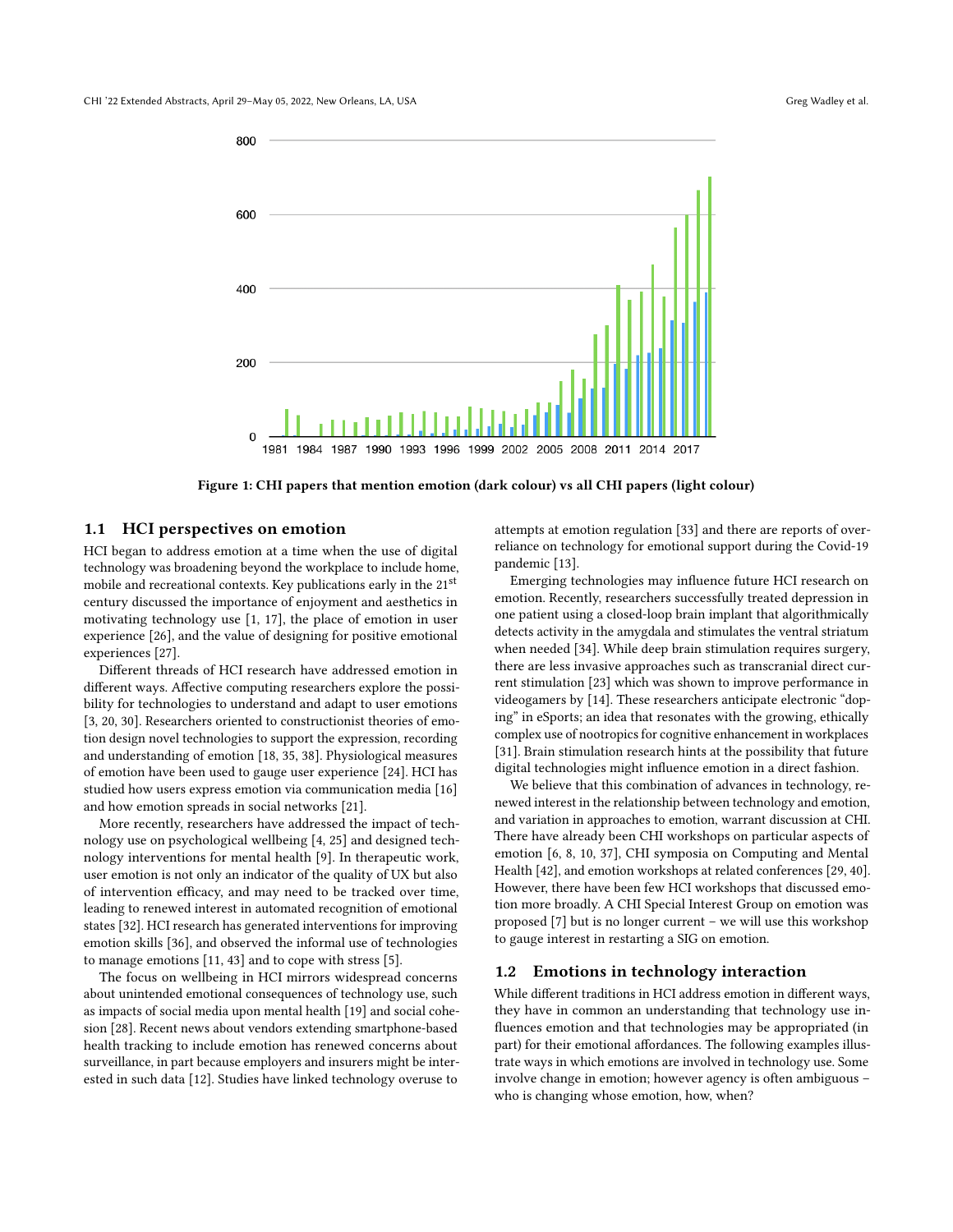Figure 1: CHI papers that mention emotion (dark colour) vs all CHI papers (light colour)

### 1.1 HCI perspectives on emotion

HCI began to address emotion at a time when the use of digital technology was broadening beyond the workplace to include home, mobile and recreational contexts. Key publications early in the 21st century discussed the importance of enjoyment and aesthetics in motivating technology use [1, 17], the place of emotion in user experience [26], and the value of designing for positive emotional experiences [27].

Different threads of HCI research have addressed emotion in different ways. Affective computing researchers explore the possibility for technologies to understand and adapt to user emotions [3, 20, 30]. Researchers oriented to constructionist theories of emotion design novel technologies to support the expression, recording and understanding of emotion [18, 35, 38]. Physiological measures of emotion have been used to gauge user experience [24]. HCI has studied how users express emotion via communication media [16] and how emotion spreads in social networks [21].

More recently, researchers have addressed the impact of technology use on psychological wellbeing [4, 25] and designed technology interventions for mental health [9]. In therapeutic work, user emotion is not only an indicator of the quality of UX but also of intervention efficacy, and may need to be tracked over time, leading to renewed interest in automated recognition of emotional states [32]. HCI research has generated interventions for improving emotion skills [36], and observed the informal use of technologies to manage emotions [11, 43] and to cope with stress [5].

The focus on wellbeing in HCI mirrors widespread concerns about unintended emotional consequences of technology use, such as impacts of social media upon mental health [19] and social cohesion [28]. Recent news about vendors extending smartphone-based health tracking to include emotion has renewed concerns about surveillance, in part because employers and insurers might be interested in such data [12]. Studies have linked technology overuse to attempts at emotion regulation [33] and there are reports of over-reliance on technology for emotional support during the Covid-19 pandemic [13].

Emerging technologies may influence future HCI research on emotion. Recently, researchers successfully treated depression in one patient using a closed-loop brain implant that algorithmically detects activity in the amygdala and stimulates the ventral striatum when needed [34]. While deep brain stimulation requires surgery, there are less invasive approaches such as transcranial direct current stimulation [23] which was shown to improve performance in videogamers by [14]. These researchers anticipate electronic "doping" in eSports; an idea that resonates with the growing, ethically complex use of nootropics for cognitive enhancement in workplaces [31]. Brain stimulation research hints at the possibility that future digital technologies might influence emotion in a direct fashion.

We believe that this combination of advances in technology, renewed interest in the relationship between technology and emotion, and variation in approaches to emotion, warrant discussion at CHI. There have already been CHI workshops on particular aspects of emotion [6, 8, 10, 37], CHI symposia on Computing and Mental Health [42], and emotion workshops at related conferences [29, 40]. However, there have been few HCI workshops that discussed emotion more broadly. A CHI Special Interest Group on emotion was proposed [7] but is no longer current – we will use this workshop to gauge interest in restarting a SIG on emotion.

### 1.2 Emotions in technology interaction

While different traditions in HCI address emotion in different ways, they have in common an understanding that technology use influences emotion and that technologies may be appropriated (in part) for their emotional affordances. The following examples illustrate ways in which emotions are involved in technology use. Some involve change in emotion; however agency is often ambiguous – who is changing whose emotion, how, when?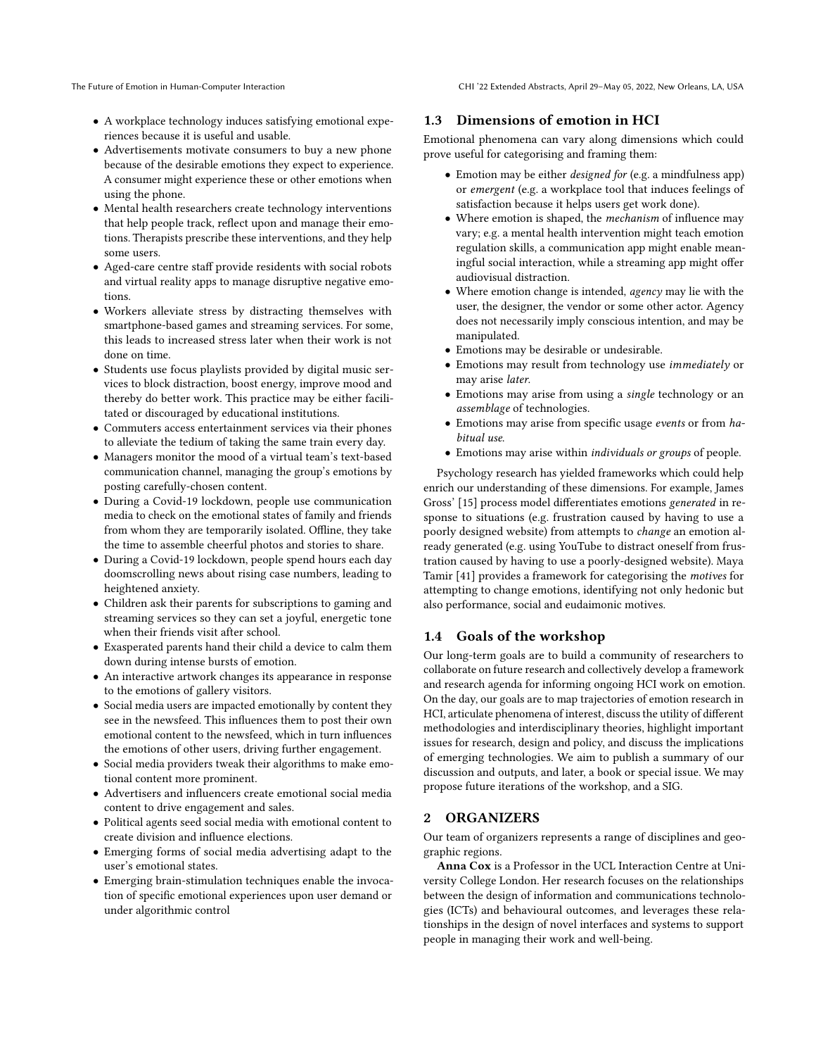- A workplace technology induces satisfying emotional experiences because it is useful and usable.
- Advertisements motivate consumers to buy a new phone because of the desirable emotions they expect to experience. A consumer might experience these or other emotions when using the phone.
- Mental health researchers create technology interventions that help people track, reflect upon and manage their emotions. Therapists prescribe these interventions, and they help some users.
- Aged-care centre staff provide residents with social robots and virtual reality apps to manage disruptive negative emotions.
- Workers alleviate stress by distracting themselves with smartphone-based games and streaming services. For some, this leads to increased stress later when their work is not done on time.
- Students use focus playlists provided by digital music services to block distraction, boost energy, improve mood and thereby do better work. This practice may be either facilitated or discouraged by educational institutions.
- Commuters access entertainment services via their phones to alleviate the tedium of taking the same train every day.
- Managers monitor the mood of a virtual team's text-based communication channel, managing the group's emotions by posting carefully-chosen content.
- During a Covid-19 lockdown, people use communication media to check on the emotional states of family and friends from whom they are temporarily isolated. Offline, they take the time to assemble cheerful photos and stories to share.
- During a Covid-19 lockdown, people spend hours each day doomscrolling news about rising case numbers, leading to heightened anxiety.
- Children ask their parents for subscriptions to gaming and streaming services so they can set a joyful, energetic tone when their friends visit after school.
- Exasperated parents hand their child a device to calm them down during intense bursts of emotion.
- An interactive artwork changes its appearance in response to the emotions of gallery visitors.
- Social media users are impacted emotionally by content they see in the newsfeed. This influences them to post their own emotional content to the newsfeed, which in turn influences the emotions of other users, driving further engagement.
- Social media providers tweak their algorithms to make emotional content more prominent.
- Advertisers and influencers create emotional social media content to drive engagement and sales.
- Political agents seed social media with emotional content to create division and influence elections.
- Emerging forms of social media advertising adapt to the user's emotional states.
- Emerging brain-stimulation techniques enable the invocation of specific emotional experiences upon user demand or under algorithmic control

### 1.3 Dimensions of emotion in HCI

Emotional phenomena can vary along dimensions which could prove useful for categorising and framing them:

- Emotion may be either *designed for* (e.g. a mindfulness app) or *emergent* (e.g. a workplace tool that induces feelings of satisfaction because it helps users get work done).
- Where emotion is shaped, the *mechanism* of influence may vary; e.g. a mental health intervention might teach emotion regulation skills, a communication app might enable meaningful social interaction, while a streaming app might offer audiovisual distraction.
- Where emotion change is intended, *agency* may lie with the user, the designer, the vendor or some other actor. Agency does not necessarily imply conscious intention, and may be manipulated.
- Emotions may be desirable or undesirable.
- Emotions may result from technology use *immediately* or may arise *later*.
- Emotions may arise from using a *single* technology or an *assemblage* of technologies.
- Emotions may arise from specific usage *events* or from *habitual use*.
- Emotions may arise within *individuals or groups* of people.

Psychology research has yielded frameworks which could help enrich our understanding of these dimensions. For example, James Gross' [15] process model differentiates emotions *generated* in response to situations (e.g. frustration caused by having to use a poorly designed website) from attempts to *change* an emotion already generated (e.g. using YouTube to distract oneself from frustration caused by having to use a poorly-designed website). Maya Tamir [41] provides a framework for categorising the *motives* for attempting to change emotions, identifying not only hedonic but also performance, social and eudaimonic motives.

### 1.4 Goals of the workshop

Our long-term goals are to build a community of researchers to collaborate on future research and collectively develop a framework and research agenda for informing ongoing HCI work on emotion. On the day, our goals are to map trajectories of emotion research in HCI, articulate phenomena of interest, discuss the utility of different methodologies and interdisciplinary theories, highlight important issues for research, design and policy, and discuss the implications of emerging technologies. We aim to publish a summary of our discussion and outputs, and later, a book or special issue. We may propose future iterations of the workshop, and a SIG.

## 2 ORGANIZERS

Our team of organizers represents a range of disciplines and geographic regions.

**Anna Cox** is a Professor in the UCL Interaction Centre at University College London. Her research focuses on the relationships between the design of information and communications technologies (ICTs) and behavioural outcomes, and leverages these relationships in the design of novel interfaces and systems to support people in managing their work and well-being.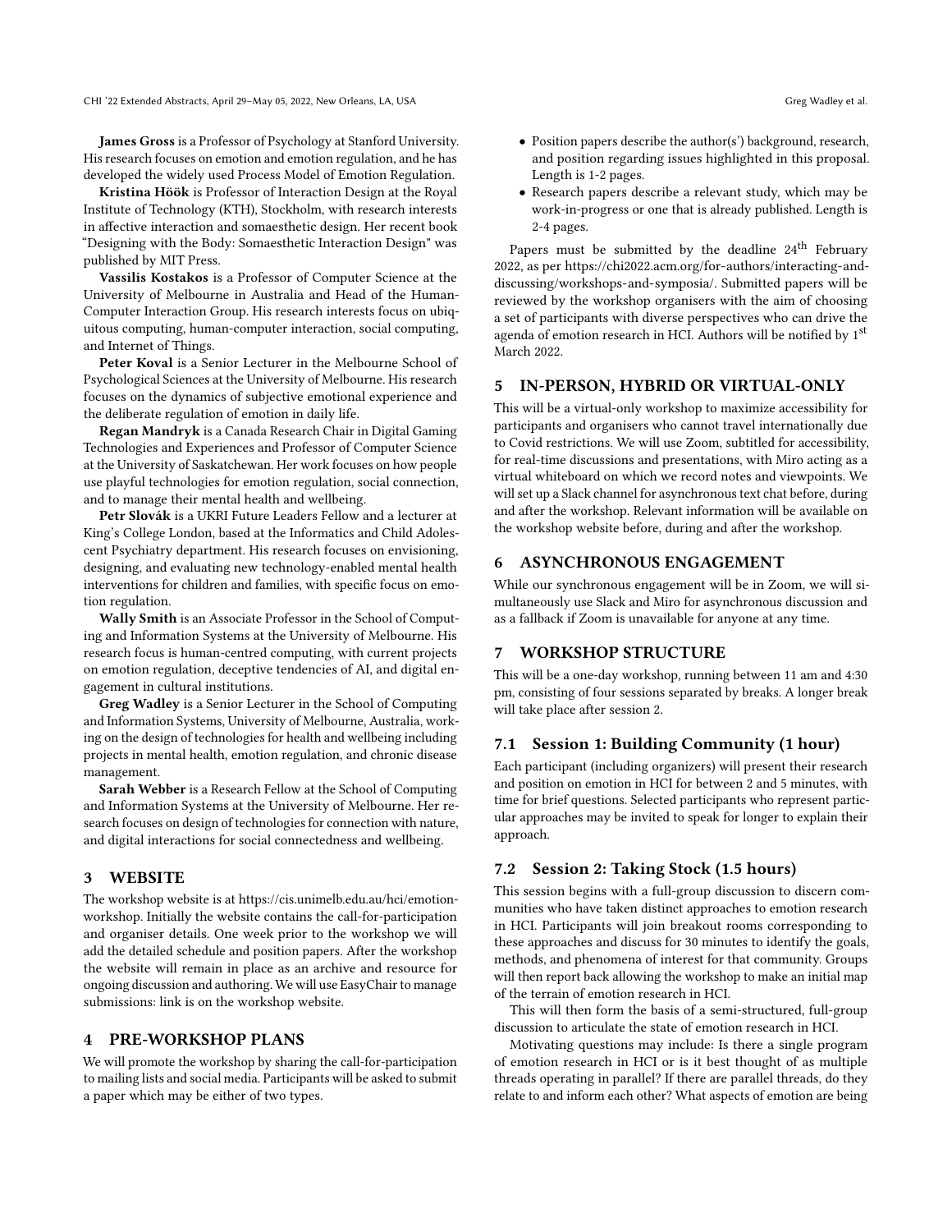**James Gross** is a Professor of Psychology at Stanford University. His research focuses on emotion and emotion regulation, and he has developed the widely used Process Model of Emotion Regulation.

**Kristina Höök** is Professor of Interaction Design at the Royal Institute of Technology (KTH), Stockholm, with research interests in affective interaction and somaesthetic design. Her recent book "Designing with the Body: Somaesthetic Interaction Design" was published by MIT Press.

**Vassilis Kostakos** is a Professor of Computer Science at the University of Melbourne in Australia and Head of the Human-Computer Interaction Group. His research interests focus on ubiquitous computing, human-computer interaction, social computing, and Internet of Things.

**Peter Koval** is a Senior Lecturer in the Melbourne School of Psychological Sciences at the University of Melbourne. His research focuses on the dynamics of subjective emotional experience and the deliberate regulation of emotion in daily life.

**Regan Mandryk** is a Canada Research Chair in Digital Gaming Technologies and Experiences and Professor of Computer Science at the University of Saskatchewan. Her work focuses on how people use playful technologies for emotion regulation, social connection, and to manage their mental health and wellbeing.

**Petr Slovák** is a UKRI Future Leaders Fellow and a lecturer at King's College London, based at the Informatics and Child Adolescent Psychiatry department. His research focuses on envisioning, designing, and evaluating new technology-enabled mental health interventions for children and families, with specific focus on emotion regulation.

**Wally Smith** is an Associate Professor in the School of Computing and Information Systems at the University of Melbourne. His research focus is human-centred computing, with current projects on emotion regulation, deceptive tendencies of AI, and digital engagement in cultural institutions.

**Greg Wadley** is a Senior Lecturer in the School of Computing and Information Systems, University of Melbourne, Australia, working on the design of technologies for health and wellbeing including projects in mental health, emotion regulation, and chronic disease management.

**Sarah Webber** is a Research Fellow at the School of Computing and Information Systems at the University of Melbourne. Her research focuses on design of technologies for connection with nature, and digital interactions for social connectedness and wellbeing.

## 3 WEBSITE

The workshop website is at https://cis.unimelb.edu.au/hci/emotion-workshop. Initially the website contains the call-for-participation and organiser details. One week prior to the workshop we will add the detailed schedule and position papers. After the workshop the website will remain in place as an archive and resource for ongoing discussion and authoring. We will use EasyChair to manage submissions: link is on the workshop website.

## 4 PRE-WORKSHOP PLANS

We will promote the workshop by sharing the call-for-participation to mailing lists and social media. Participants will be asked to submit a paper which may be either of two types.

- Position papers describe the author(s') background, research, and position regarding issues highlighted in this proposal. Length is 1-2 pages.
- Research papers describe a relevant study, which may be work-in-progress or one that is already published. Length is 2-4 pages.

Papers must be submitted by the deadline 24th February 2022, as per https://chi2022.acm.org/for-authors/interacting-and-discussing/workshops-and-symposia/. Submitted papers will be reviewed by the workshop organisers with the aim of choosing a set of participants with diverse perspectives who can drive the agenda of emotion research in HCI. Authors will be notified by 1st March 2022.

## 5 IN-PERSON, HYBRID OR VIRTUAL-ONLY

This will be a virtual-only workshop to maximize accessibility for participants and organisers who cannot travel internationally due to Covid restrictions. We will use Zoom, subtitled for accessibility, for real-time discussions and presentations, with Miro acting as a virtual whiteboard on which we record notes and viewpoints. We will set up a Slack channel for asynchronous text chat before, during and after the workshop. Relevant information will be available on the workshop website before, during and after the workshop.

## 6 ASYNCHRONOUS ENGAGEMENT

While our synchronous engagement will be in Zoom, we will simultaneously use Slack and Miro for asynchronous discussion and as a fallback if Zoom is unavailable for anyone at any time.

## 7 WORKSHOP STRUCTURE

This will be a one-day workshop, running between 11 am and 4:30 pm, consisting of four sessions separated by breaks. A longer break will take place after session 2.

### 7.1 Session 1: Building Community (1 hour)

Each participant (including organizers) will present their research and position on emotion in HCI for between 2 and 5 minutes, with time for brief questions. Selected participants who represent particular approaches may be invited to speak for longer to explain their approach.

### 7.2 Session 2: Taking Stock (1.5 hours)

This session begins with a full-group discussion to discern communities who have taken distinct approaches to emotion research in HCI. Participants will join breakout rooms corresponding to these approaches and discuss for 30 minutes to identify the goals, methods, and phenomena of interest for that community. Groups will then report back allowing the workshop to make an initial map of the terrain of emotion research in HCI.

This will then form the basis of a semi-structured, full-group discussion to articulate the state of emotion research in HCI.

Motivating questions may include: Is there a single program of emotion research in HCI or is it best thought of as multiple threads operating in parallel? If there are parallel threads, do they relate to and inform each other? What aspects of emotion are being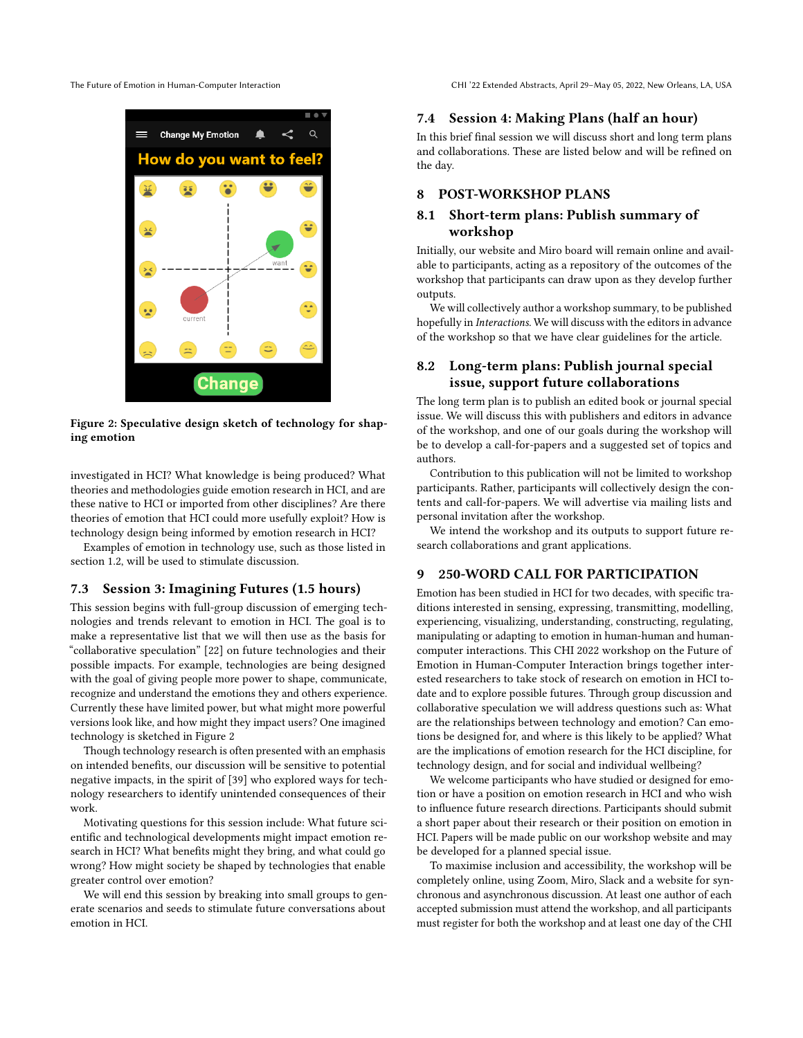Figure 2: Speculative design sketch of technology for shaping emotion

investigated in HCI? What knowledge is being produced? What theories and methodologies guide emotion research in HCI, and are these native to HCI or imported from other disciplines? Are there theories of emotion that HCI could more usefully exploit? How is technology design being informed by emotion research in HCI?

Examples of emotion in technology use, such as those listed in section 1.2, will be used to stimulate discussion.

## 7.3 Session 3: Imagining Futures (1.5 hours)

This session begins with full-group discussion of emerging technologies and trends relevant to emotion in HCI. The goal is to make a representative list that we will then use as the basis for "collaborative speculation" [22] on future technologies and their possible impacts. For example, technologies are being designed with the goal of giving people more power to shape, communicate, recognize and understand the emotions they and others experience. Currently these have limited power, but what might more powerful versions look like, and how might they impact users? One imagined technology is sketched in Figure 2

Though technology research is often presented with an emphasis on intended benefits, our discussion will be sensitive to potential negative impacts, in the spirit of [39] who explored ways for technology researchers to identify unintended consequences of their work.

Motivating questions for this session include: What future scientific and technological developments might impact emotion research in HCI? What benefits might they bring, and what could go wrong? How might society be shaped by technologies that enable greater control over emotion?

We will end this session by breaking into small groups to generate scenarios and seeds to stimulate future conversations about emotion in HCI.

## 7.4 Session 4: Making Plans (half an hour)

In this brief final session we will discuss short and long term plans and collaborations. These are listed below and will be refined on the day.

# 8 POST-WORKSHOP PLANS

## 8.1 Short-term plans: Publish summary of workshop

Initially, our website and Miro board will remain online and available to participants, acting as a repository of the outcomes of the workshop that participants can draw upon as they develop further outputs.

We will collectively author a workshop summary, to be published hopefully in *Interactions*. We will discuss with the editors in advance of the workshop so that we have clear guidelines for the article.

## 8.2 Long-term plans: Publish journal special issue, support future collaborations

The long term plan is to publish an edited book or journal special issue. We will discuss this with publishers and editors in advance of the workshop, and one of our goals during the workshop will be to develop a call-for-papers and a suggested set of topics and authors.

Contribution to this publication will not be limited to workshop participants. Rather, participants will collectively design the contents and call-for-papers. We will advertise via mailing lists and personal invitation after the workshop.

We intend the workshop and its outputs to support future research collaborations and grant applications.

# 9 250-WORD CALL FOR PARTICIPATION

Emotion has been studied in HCI for two decades, with specific traditions interested in sensing, expressing, transmitting, modelling, experiencing, visualizing, understanding, constructing, regulating, manipulating or adapting to emotion in human-human and human-computer interactions. This CHI 2022 workshop on the Future of Emotion in Human-Computer Interaction brings together interested researchers to take stock of research on emotion in HCI to-date and to explore possible futures. Through group discussion and collaborative speculation we will address questions such as: What are the relationships between technology and emotion? Can emotions be designed for, and where is this likely to be applied? What are the implications of emotion research for the HCI discipline, for technology design, and for social and individual wellbeing?

We welcome participants who have studied or designed for emotion or have a position on emotion research in HCI and who wish to influence future research directions. Participants should submit a short paper about their research or their position on emotion in HCI. Papers will be made public on our workshop website and may be developed for a planned special issue.

To maximise inclusion and accessibility, the workshop will be completely online, using Zoom, Miro, Slack and a website for synchronous and asynchronous discussion. At least one author of each accepted submission must attend the workshop, and all participants must register for both the workshop and at least one day of the CHI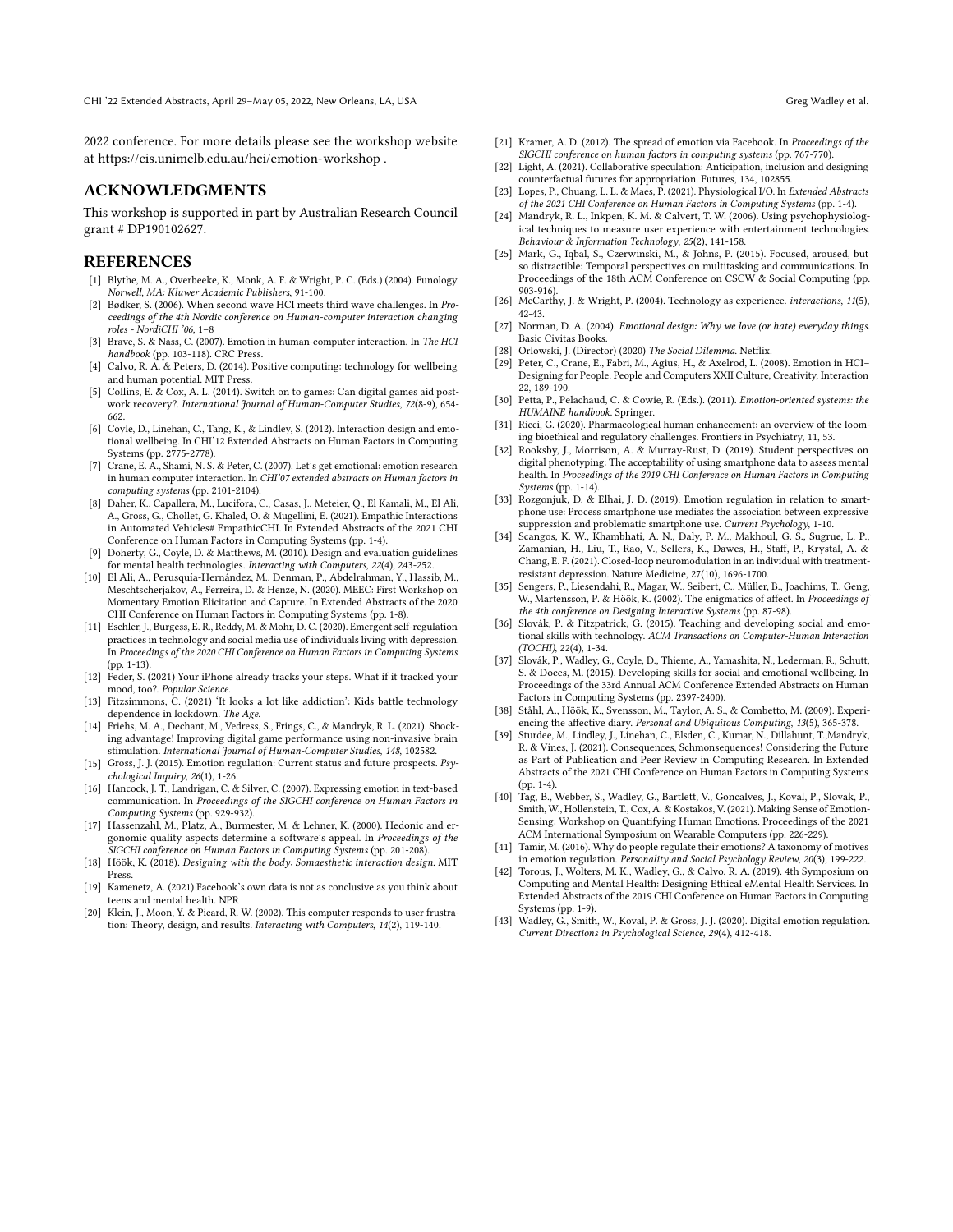2022 conference. For more details please see the workshop website at https://cis.unimelb.edu.au/hci/emotion-workshop .

## ACKNOWLEDGMENTS

This workshop is supported in part by Australian Research Council grant # DP190102627.

## REFERENCES

[1] Blythe, M. A., Overbeeke, K., Monk, A. F. & Wright, P. C. (Eds.) (2004). Funology. *Norwell, MA: Kluwer Academic Publishers*, 91-100.

[2] Bødker, S. (2006). When second wave HCI meets third wave challenges. In *Proceedings of the 4th Nordic conference on Human-computer interaction changing roles - NordiCHI '06*, 1–8

[3] Brave, S. & Nass, C. (2007). Emotion in human-computer interaction. In *The HCI handbook* (pp. 103-118). CRC Press.

[4] Calvo, R. A. & Peters, D. (2014). Positive computing: technology for wellbeing and human potential. MIT Press.

[5] Collins, E. & Cox, A. L. (2014). Switch on to games: Can digital games aid post-work recovery?. *International Journal of Human-Computer Studies*, *72*(8-9), 654-662.

[6] Coyle, D., Linehan, C., Tang, K., & Lindley, S. (2012). Interaction design and emotional wellbeing. In CHI'12 Extended Abstracts on Human Factors in Computing Systems (pp. 2775-2778).

[7] Crane, E. A., Shami, N. S. & Peter, C. (2007). Let's get emotional: emotion research in human computer interaction. In *CHI'07 extended abstracts on Human factors in computing systems* (pp. 2101-2104).

[8] Daher, K., Capallera, M., Lucifora, C., Casas, J., Meteier, Q., El Kamali, M., El Ali, A., Gross, G., Chollet, G. Khaled, O. & Mugellini, E. (2021). Empathic Interactions in Automated Vehicles# EmpathicCHI. In Extended Abstracts of the 2021 CHI Conference on Human Factors in Computing Systems (pp. 1-4).

[9] Doherty, G., Coyle, D. & Matthews, M. (2010). Design and evaluation guidelines for mental health technologies. *Interacting with Computers*, *22*(4), 243-252.

[10] El Ali, A., Perusquía-Hernández, M., Denman, P., Abdelrahman, Y., Hassib, M., Meschtscherjakov, A., Ferreira, D. & Henze, N. (2020). MEEC: First Workshop on Momentary Emotion Elicitation and Capture. In Extended Abstracts of the 2020 CHI Conference on Human Factors in Computing Systems (pp. 1-8).

[11] Eschler, J., Burgess, E. R., Reddy, M. & Mohr, D. C. (2020). Emergent self-regulation practices in technology and social media use of individuals living with depression. In *Proceedings of the 2020 CHI Conference on Human Factors in Computing Systems* (pp. 1-13).

[12] Feder, S. (2021) Your iPhone already tracks your steps. What if it tracked your mood, too?. *Popular Science.*

[13] Fitzsimmons, C. (2021) 'It looks a lot like addiction': Kids battle technology dependence in lockdown. *The Age.*

[14] Friehs, M. A., Dechant, M., Vedress, S., Frings, C., & Mandryk, R. L. (2021). Shocking advantage! Improving digital game performance using non-invasive brain stimulation. *International Journal of Human-Computer Studies*, *148*, 102582.

[15] Gross, J. J. (2015). Emotion regulation: Current status and future prospects. *Psychological Inquiry*, *26*(1), 1-26.

[16] Hancock, J. T., Landrigan, C. & Silver, C. (2007). Expressing emotion in text-based communication. In *Proceedings of the SIGCHI conference on Human Factors in Computing Systems* (pp. 929-932).

[17] Hassenzahl, M., Platz, A., Burmester, M. & Lehner, K. (2000). Hedonic and ergonomic quality aspects determine a software's appeal. In *Proceedings of the SIGCHI conference on Human Factors in Computing Systems* (pp. 201-208).

[18] Höök, K. (2018). *Designing with the body: Somaesthetic interaction design*. MIT Press.

[19] Kamenetz, A. (2021) Facebook's own data is not as conclusive as you think about teens and mental health. NPR

[20] Klein, J., Moon, Y. & Picard, R. W. (2002). This computer responds to user frustration: Theory, design, and results. *Interacting with Computers*, *14*(2), 119-140.

[21] Kramer, A. D. (2012). The spread of emotion via Facebook. In *Proceedings of the SIGCHI conference on human factors in computing systems* (pp. 767-770).

[22] Light, A. (2021). Collaborative speculation: Anticipation, inclusion and designing counterfactual futures for appropriation. Futures, 134, 102855.

[23] Lopes, P., Chuang, L. L. & Maes, P. (2021). Physiological I/O. In *Extended Abstracts of the 2021 CHI Conference on Human Factors in Computing Systems* (pp. 1-4).

[24] Mandryk, R. L., Inkpen, K. M. & Calvert, T. W. (2006). Using psychophysiological techniques to measure user experience with entertainment technologies. *Behaviour & Information Technology*, *25*(2), 141-158.

[25] Mark, G., Iqbal, S., Czerwinski, M., & Johns, P. (2015). Focused, aroused, but so distractible: Temporal perspectives on multitasking and communications. In Proceedings of the 18th ACM Conference on CSCW & Social Computing (pp. 903-916).

[26] McCarthy, J. & Wright, P. (2004). Technology as experience. *interactions*, *11*(5), 42-43.

[27] Norman, D. A. (2004). *Emotional design: Why we love (or hate) everyday things*. Basic Civitas Books.

[28] Orlowski, J. (Director) (2020) *The Social Dilemma*. Netflix.

[29] Peter, C., Crane, E., Fabri, M., Agius, H., & Axelrod, L. (2008). Emotion in HCI–Designing for People. People and Computers XXII Culture, Creativity, Interaction 22, 189-190.

[30] Petta, P., Pelachaud, C. & Cowie, R. (Eds.). (2011). *Emotion-oriented systems: the HUMAINE handbook*. Springer.

[31] Ricci, G. (2020). Pharmacological human enhancement: an overview of the looming bioethical and regulatory challenges. Frontiers in Psychiatry, 11, 53.

[32] Rooksby, J., Morrison, A. & Murray-Rust, D. (2019). Student perspectives on digital phenotyping: The acceptability of using smartphone data to assess mental health. In *Proceedings of the 2019 CHI Conference on Human Factors in Computing Systems* (pp. 1-14).

[33] Rozgonjuk, D. & Elhai, J. D. (2019). Emotion regulation in relation to smartphone use: Process smartphone use mediates the association between expressive suppression and problematic smartphone use. *Current Psychology*, 1-10.

[34] Scangos, K. W., Khambhati, A. N., Daly, P. M., Makhoul, G. S., Sugrue, L. P., Zamanian, H., Liu, T., Rao, V., Sellers, K., Dawes, H., Staff, P., Krystal, A. & Chang, E. F. (2021). Closed-loop neuromodulation in an individual with treatment-resistant depression. Nature Medicine, 27(10), 1696-1700.

[35] Sengers, P., Liesendahi, R., Magar, W., Seibert, C., Müller, B., Joachims, T., Geng, W., Martensson, P. & Höök, K. (2002). The enigmatics of affect. In *Proceedings of the 4th conference on Designing Interactive Systems* (pp. 87-98).

[36] Slovák, P. & Fitzpatrick, G. (2015). Teaching and developing social and emotional skills with technology. *ACM Transactions on Computer-Human Interaction (TOCHI)*, *22*(4), 1-34.

[37] Slovák, P., Wadley, G., Coyle, D., Thieme, A., Yamashita, N., Lederman, R., Schutt, S. & Doces, M. (2015). Developing skills for social and emotional wellbeing. In Proceedings of the 33rd Annual ACM Conference Extended Abstracts on Human Factors in Computing Systems (pp. 2397-2400).

[38] Ståhl, A., Höök, K., Svensson, M., Taylor, A. S., & Combetto, M. (2009). Experiencing the affective diary. *Personal and Ubiquitous Computing*, *13*(5), 365-378.

[39] Sturdee, M., Lindley, J., Linehan, C., Elsden, C., Kumar, N., Dillahunt, T.,Mandryk, R. & Vines, J. (2021). Consequences, Schmonsequences! Considering the Future as Part of Publication and Peer Review in Computing Research. In Extended Abstracts of the 2021 CHI Conference on Human Factors in Computing Systems (pp. 1-4).

[40] Tag, B., Webber, S., Wadley, G., Bartlett, V., Goncalves, J., Koval, P., Slovak, P., Smith, W., Hollenstein, T., Cox, A. & Kostakos, V. (2021). Making Sense of Emotion-Sensing: Workshop on Quantifying Human Emotions. Proceedings of the 2021 ACM International Symposium on Wearable Computers (pp. 226-229).

[41] Tamir, M. (2016). Why do people regulate their emotions? A taxonomy of motives in emotion regulation. *Personality and Social Psychology Review*, *20*(3), 199-222.

[42] Torous, J., Wolters, M. K., Wadley, G., & Calvo, R. A. (2019). 4th Symposium on Computing and Mental Health: Designing Ethical eMental Health Services. In Extended Abstracts of the 2019 CHI Conference on Human Factors in Computing Systems (pp. 1-9).

[43] Wadley, G., Smith, W., Koval, P. & Gross, J. J. (2020). Digital emotion regulation. *Current Directions in Psychological Science*, *29*(4), 412-418.